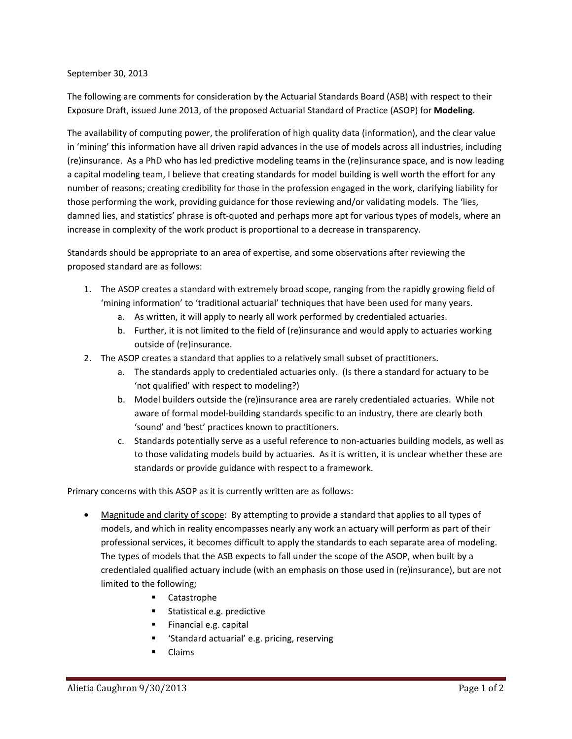September 30, 2013

The following are comments for consideration by the Actuarial Standards Board (ASB) with respect to their Exposure Draft, issued June 2013, of the proposed Actuarial Standard of Practice (ASOP) for **Modeling**.

The availability of computing power, the proliferation of high quality data (information), and the clear value in 'mining' this information have all driven rapid advances in the use of models across all industries, including (re)insurance. As a PhD who has led predictive modeling teams in the (re)insurance space, and is now leading a capital modeling team, I believe that creating standards for model building is well worth the effort for any number of reasons; creating credibility for those in the profession engaged in the work, clarifying liability for those performing the work, providing guidance for those reviewing and/or validating models. The 'lies, damned lies, and statistics' phrase is oft-quoted and perhaps more apt for various types of models, where an increase in complexity of the work product is proportional to a decrease in transparency.

Standards should be appropriate to an area of expertise, and some observations after reviewing the proposed standard are as follows:

1. The ASOP creates a standard with extremely broad scope, ranging from the rapidly growing field of 'mining information' to 'traditional actuarial' techniques that have been used for many years.
    a. As written, it will apply to nearly all work performed by credentialed actuaries.
    b. Further, it is not limited to the field of (re)insurance and would apply to actuaries working outside of (re)insurance.
2. The ASOP creates a standard that applies to a relatively small subset of practitioners.
    a. The standards apply to credentialed actuaries only. (Is there a standard for actuary to be 'not qualified' with respect to modeling?)
    b. Model builders outside the (re)insurance area are rarely credentialed actuaries. While not aware of formal model-building standards specific to an industry, there are clearly both 'sound' and 'best' practices known to practitioners.
    c. Standards potentially serve as a useful reference to non-actuaries building models, as well as to those validating models build by actuaries. As it is written, it is unclear whether these are standards or provide guidance with respect to a framework.

Primary concerns with this ASOP as it is currently written are as follows:

- Magnitude and clarity of scope: By attempting to provide a standard that applies to all types of models, and which in reality encompasses nearly any work an actuary will perform as part of their professional services, it becomes difficult to apply the standards to each separate area of modeling. The types of models that the ASB expects to fall under the scope of the ASOP, when built by a credentialed qualified actuary include (with an emphasis on those used in (re)insurance), but are not limited to the following;
    - Catastrophe
    - Statistical e.g. predictive
    - Financial e.g. capital
    - 'Standard actuarial' e.g. pricing, reserving
    - Claims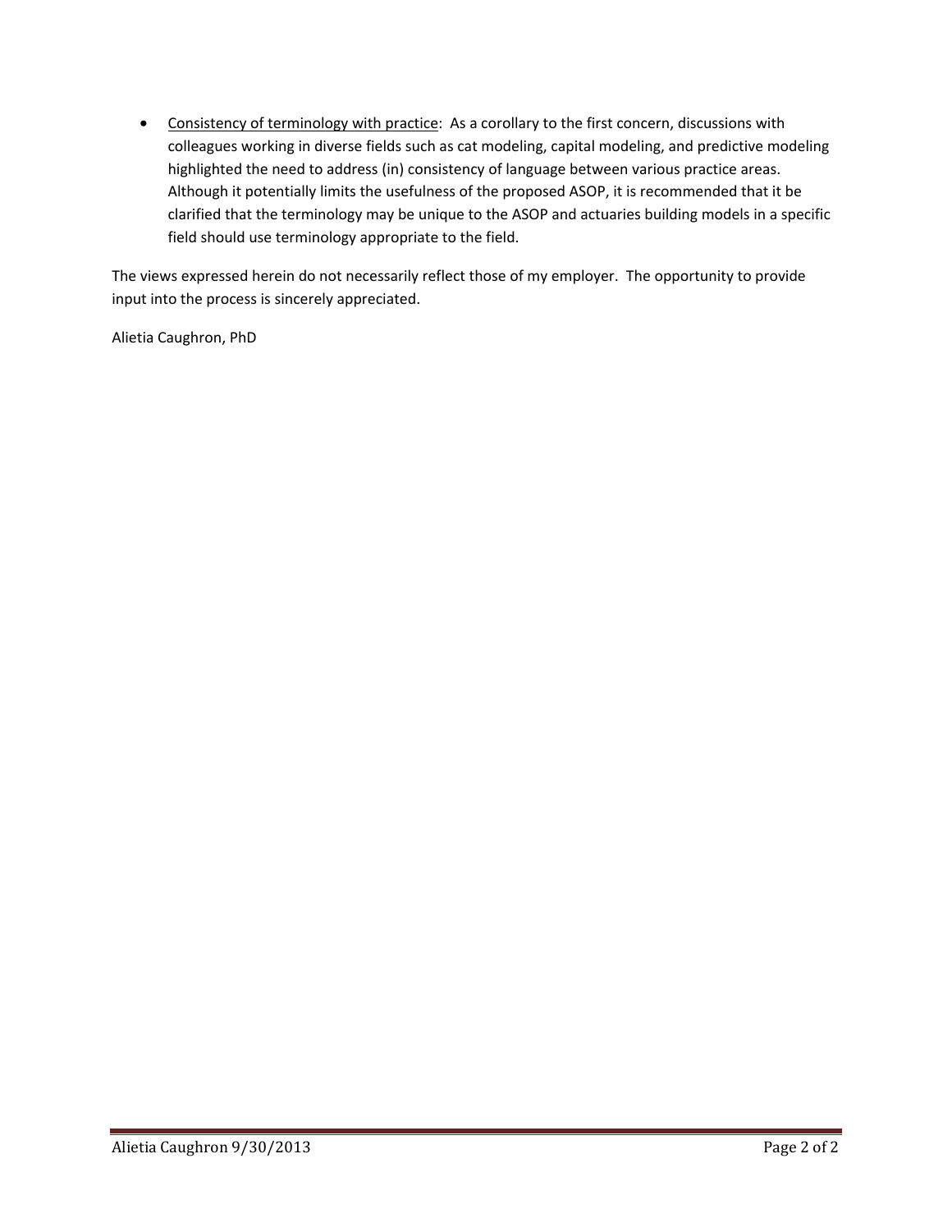- <u>Consistency of terminology with practice</u>: As a corollary to the first concern, discussions with colleagues working in diverse fields such as cat modeling, capital modeling, and predictive modeling highlighted the need to address (in) consistency of language between various practice areas. Although it potentially limits the usefulness of the proposed ASOP, it is recommended that it be clarified that the terminology may be unique to the ASOP and actuaries building models in a specific field should use terminology appropriate to the field.

The views expressed herein do not necessarily reflect those of my employer. The opportunity to provide input into the process is sincerely appreciated.

Alietia Caughron, PhD